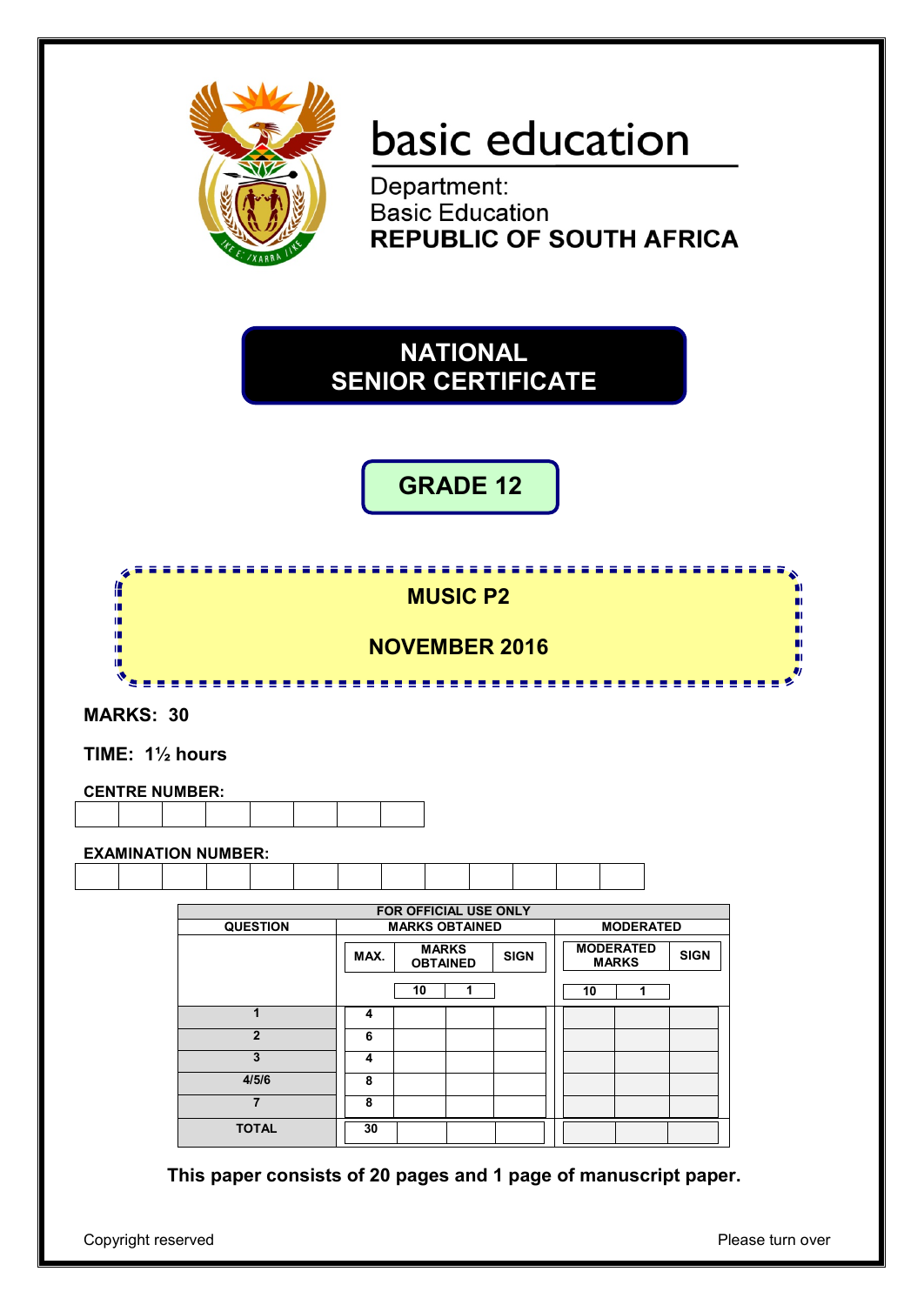basic education

Department:
Basic Education
**REPUBLIC OF SOUTH AFRICA**

# NATIONAL SENIOR CERTIFICATE

## GRADE 12

## MUSIC P2

## NOVEMBER 2016

**MARKS: 30**

**TIME: 1½ hours**

**CENTRE NUMBER:**

| | | | | | | | |
|---|---|---|---|---|---|---|---|
| | | | | | | | |

**EXAMINATION NUMBER:**

| | | | | | | | | | | | | |
|---|---|---|---|---|---|---|---|---|---|---|---|---|
| | | | | | | | | | | | | |

| FOR OFFICIAL USE ONLY | | | | | | | |
|---|---|---|---|---|---|---|---|
| QUESTION | MARKS OBTAINED | | | | MODERATED | | |
| | MAX. | MARKS OBTAINED | | SIGN | MODERATED MARKS | | SIGN |
| | | 10 | 1 | | 10 | 1 | |
| 1 | 4 | | | | | | |
| 2 | 6 | | | | | | |
| 3 | 4 | | | | | | |
| 4/5/6 | 8 | | | | | | |
| 7 | 8 | | | | | | |
| TOTAL | 30 | | | | | | |

**This paper consists of 20 pages and 1 page of manuscript paper.**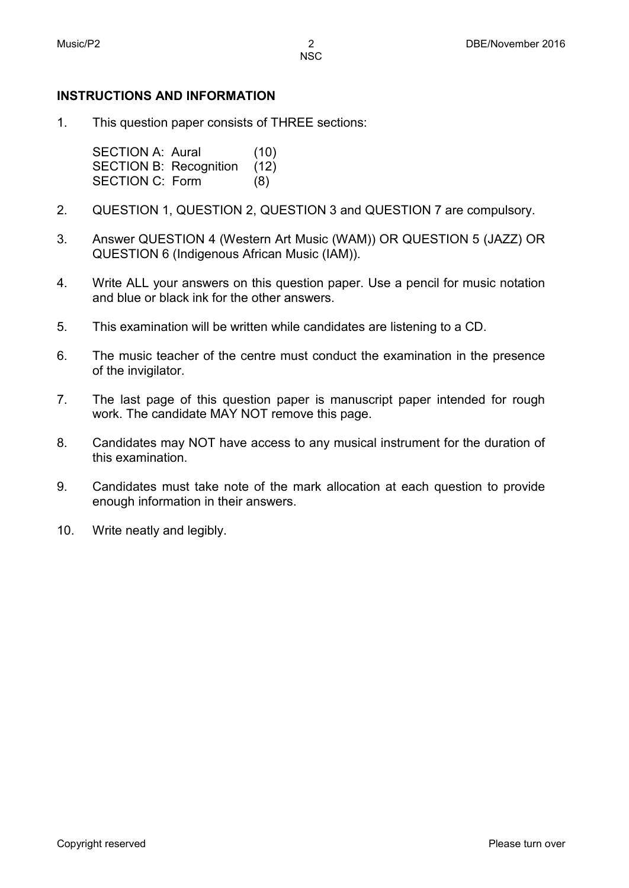## INSTRUCTIONS AND INFORMATION

1. This question paper consists of THREE sections:

   | | |
   |---|---|
   | SECTION A: Aural | (10) |
   | SECTION B: Recognition | (12) |
   | SECTION C: Form | (8) |

2. QUESTION 1, QUESTION 2, QUESTION 3 and QUESTION 7 are compulsory.

3. Answer QUESTION 4 (Western Art Music (WAM)) OR QUESTION 5 (JAZZ) OR QUESTION 6 (Indigenous African Music (IAM)).

4. Write ALL your answers on this question paper. Use a pencil for music notation and blue or black ink for the other answers.

5. This examination will be written while candidates are listening to a CD.

6. The music teacher of the centre must conduct the examination in the presence of the invigilator.

7. The last page of this question paper is manuscript paper intended for rough work. The candidate MAY NOT remove this page.

8. Candidates may NOT have access to any musical instrument for the duration of this examination.

9. Candidates must take note of the mark allocation at each question to provide enough information in their answers.

10. Write neatly and legibly.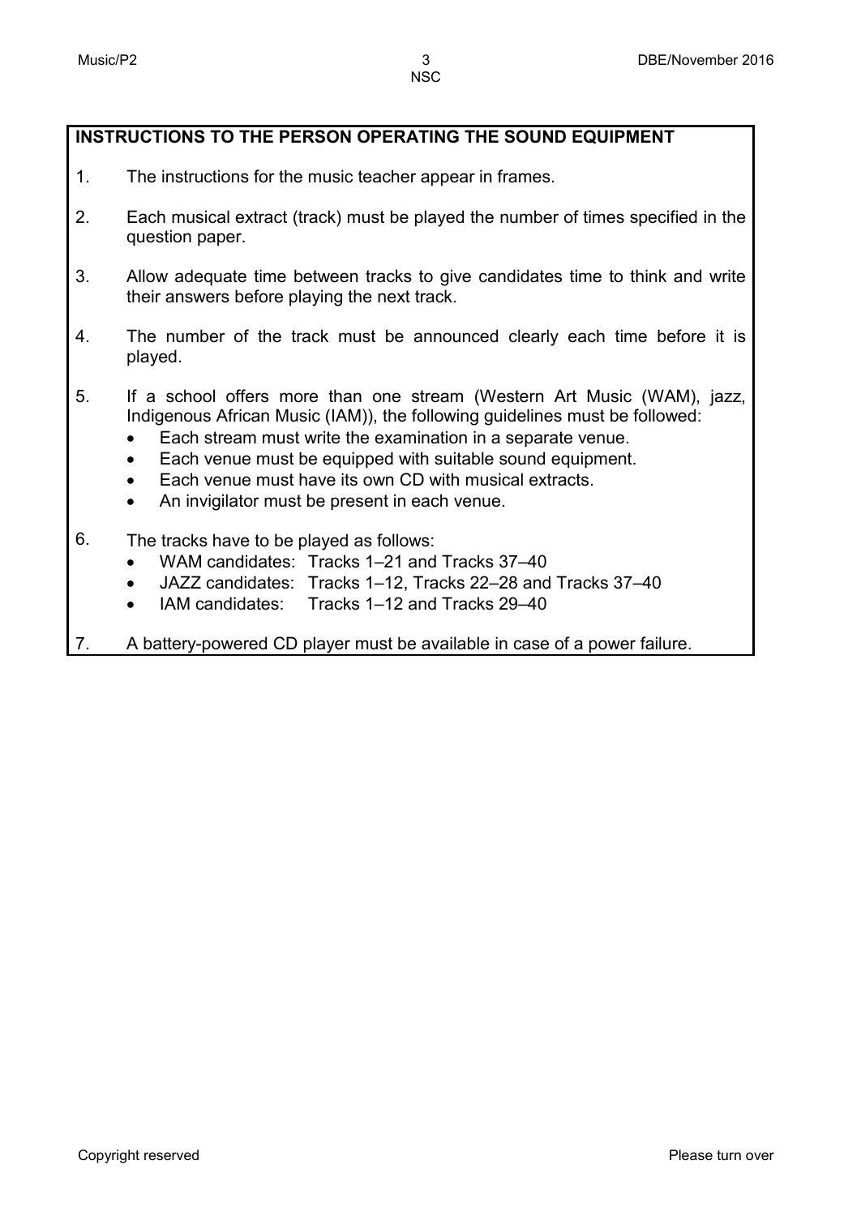**INSTRUCTIONS TO THE PERSON OPERATING THE SOUND EQUIPMENT**

1. The instructions for the music teacher appear in frames.

2. Each musical extract (track) must be played the number of times specified in the question paper.

3. Allow adequate time between tracks to give candidates time to think and write their answers before playing the next track.

4. The number of the track must be announced clearly each time before it is played.

5. If a school offers more than one stream (Western Art Music (WAM), jazz, Indigenous African Music (IAM)), the following guidelines must be followed:
   - Each stream must write the examination in a separate venue.
   - Each venue must be equipped with suitable sound equipment.
   - Each venue must have its own CD with musical extracts.
   - An invigilator must be present in each venue.

6. The tracks have to be played as follows:
   - WAM candidates: Tracks 1–21 and Tracks 37–40
   - JAZZ candidates: Tracks 1–12, Tracks 22–28 and Tracks 37–40
   - IAM candidates: Tracks 1–12 and Tracks 29–40

7. A battery-powered CD player must be available in case of a power failure.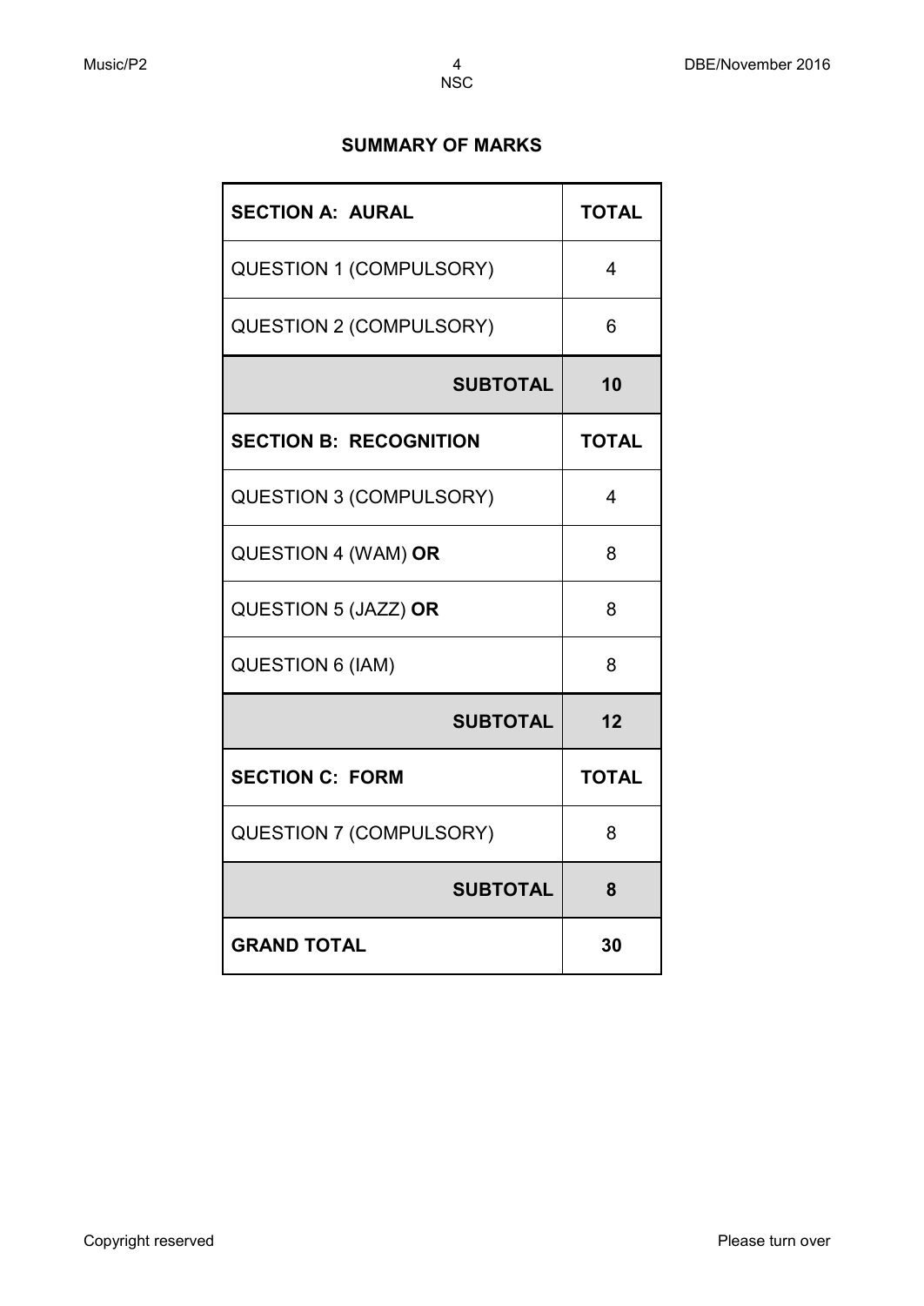## SUMMARY OF MARKS

| **SECTION A: AURAL** | **TOTAL** |
|---|---|
| QUESTION 1 (COMPULSORY) | 4 |
| QUESTION 2 (COMPULSORY) | 6 |
| **SUBTOTAL** | **10** |
| **SECTION B: RECOGNITION** | **TOTAL** |
| QUESTION 3 (COMPULSORY) | 4 |
| QUESTION 4 (WAM) **OR** | 8 |
| QUESTION 5 (JAZZ) **OR** | 8 |
| QUESTION 6 (IAM) | 8 |
| **SUBTOTAL** | **12** |
| **SECTION C: FORM** | **TOTAL** |
| QUESTION 7 (COMPULSORY) | 8 |
| **SUBTOTAL** | **8** |
| **GRAND TOTAL** | **30** |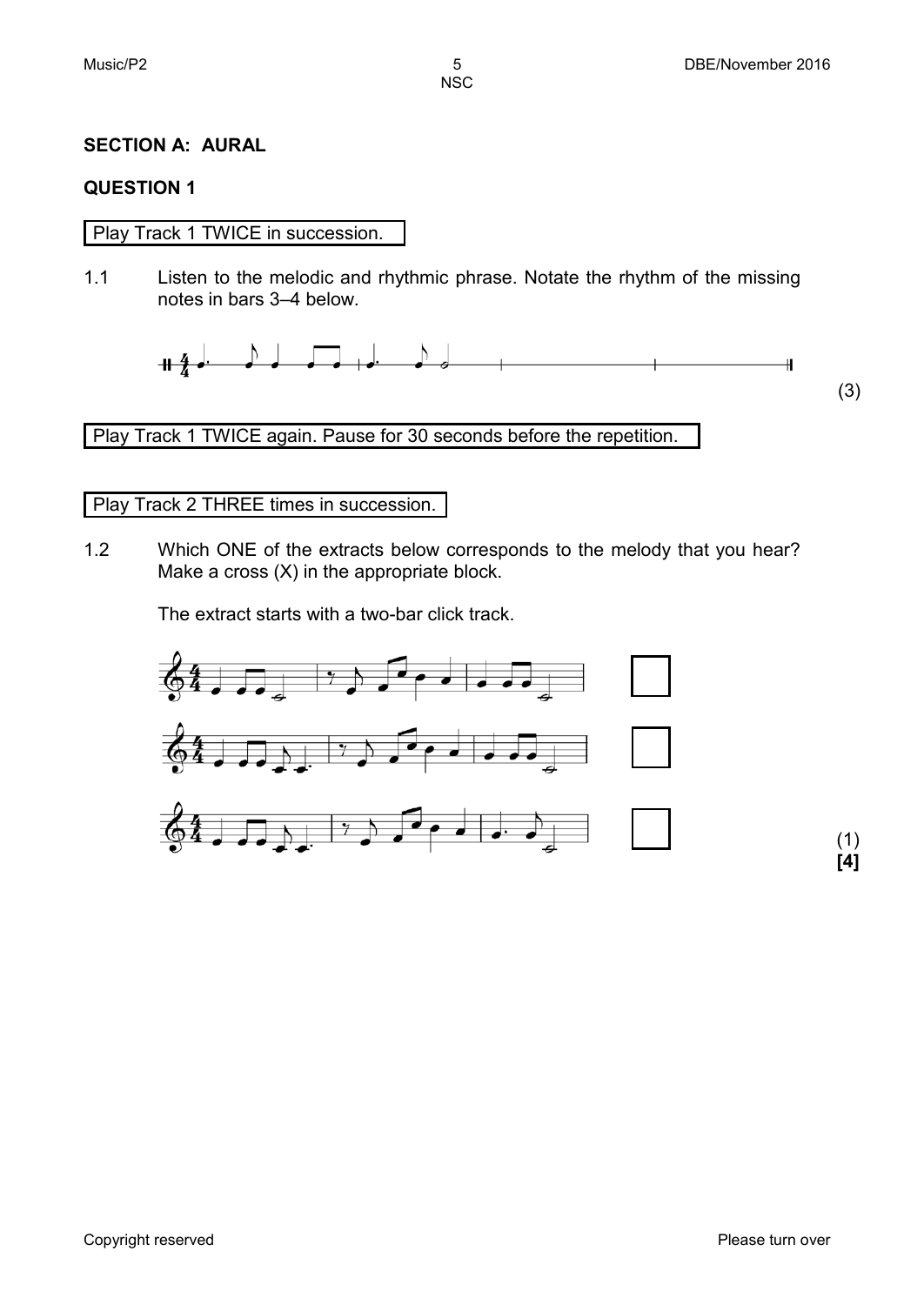## SECTION A: AURAL

### QUESTION 1

Play Track 1 TWICE in succession.

1.1 Listen to the melodic and rhythmic phrase. Notate the rhythm of the missing notes in bars 3–4 below.

(3)

Play Track 1 TWICE again. Pause for 30 seconds before the repetition.

Play Track 2 THREE times in succession.

1.2 Which ONE of the extracts below corresponds to the melody that you hear? Make a cross (X) in the appropriate block.

The extract starts with a two-bar click track.

(1)

**[4]**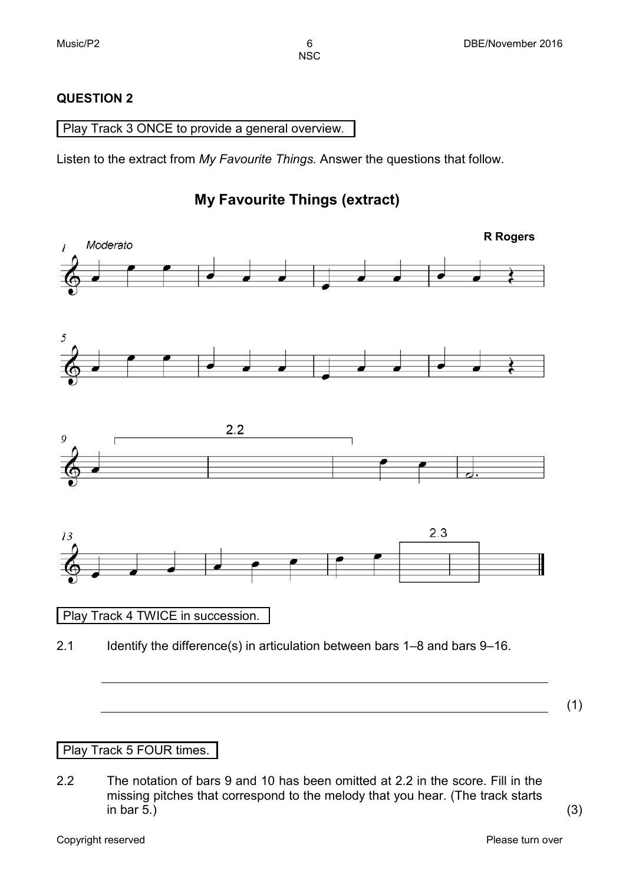**QUESTION 2**

Play Track 3 ONCE to provide a general overview.

Listen to the extract from *My Favourite Things.* Answer the questions that follow.

## My Favourite Things (extract)

Play Track 4 TWICE in succession.

2.1 Identify the difference(s) in articulation between bars 1–8 and bars 9–16.

______________________________________________________________

______________________________________________________________ (1)

Play Track 5 FOUR times.

2.2 The notation of bars 9 and 10 has been omitted at 2.2 in the score. Fill in the missing pitches that correspond to the melody that you hear. (The track starts in bar 5.) (3)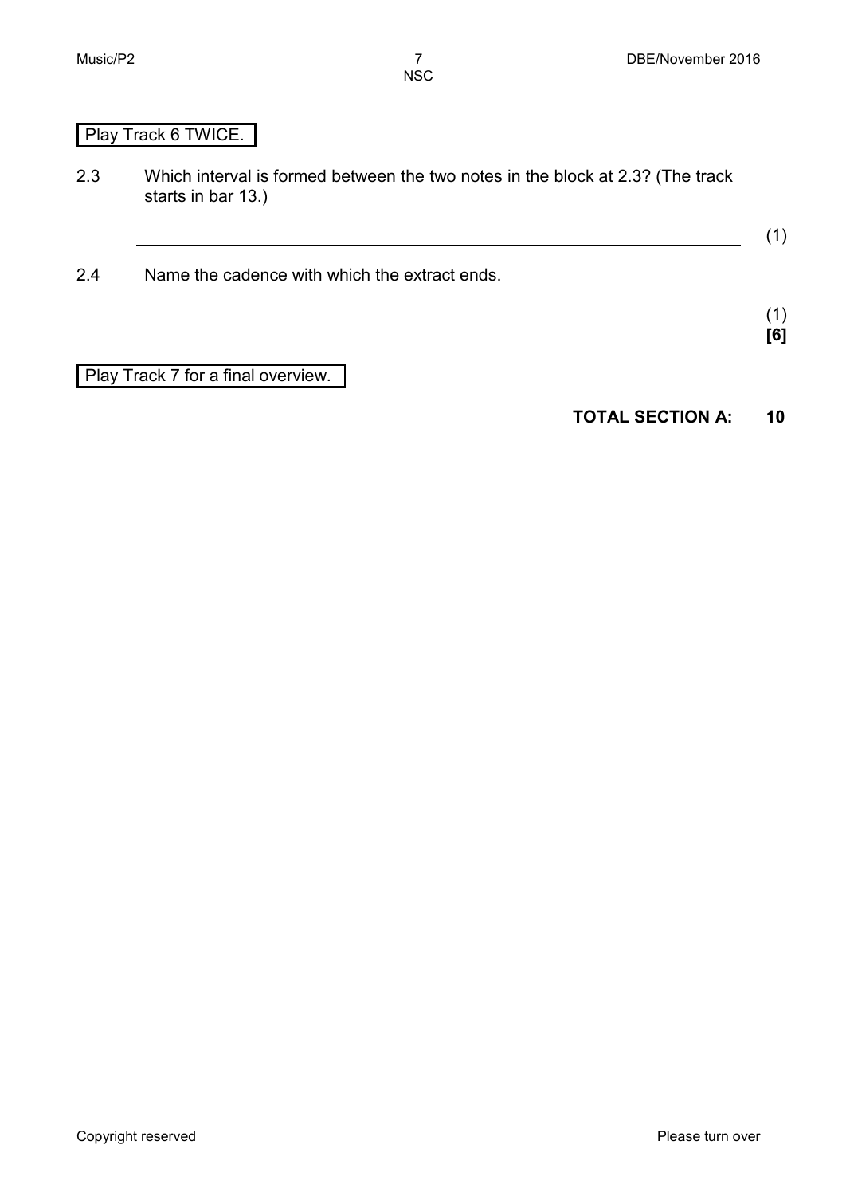Play Track 6 TWICE.

2.3 Which interval is formed between the two notes in the block at 2.3? (The track starts in bar 13.)

\_\_\_\_\_\_\_\_\_\_\_\_\_\_\_\_\_\_\_\_\_\_\_\_\_\_\_\_\_\_\_\_\_\_\_\_\_\_\_\_\_\_\_\_\_\_\_\_\_\_\_\_\_\_\_\_\_\_\_\_\_\_\_\_ (1)

2.4 Name the cadence with which the extract ends.

\_\_\_\_\_\_\_\_\_\_\_\_\_\_\_\_\_\_\_\_\_\_\_\_\_\_\_\_\_\_\_\_\_\_\_\_\_\_\_\_\_\_\_\_\_\_\_\_\_\_\_\_\_\_\_\_\_\_\_\_\_\_\_\_ (1)
**[6]**

Play Track 7 for a final overview.

**TOTAL SECTION A: 10**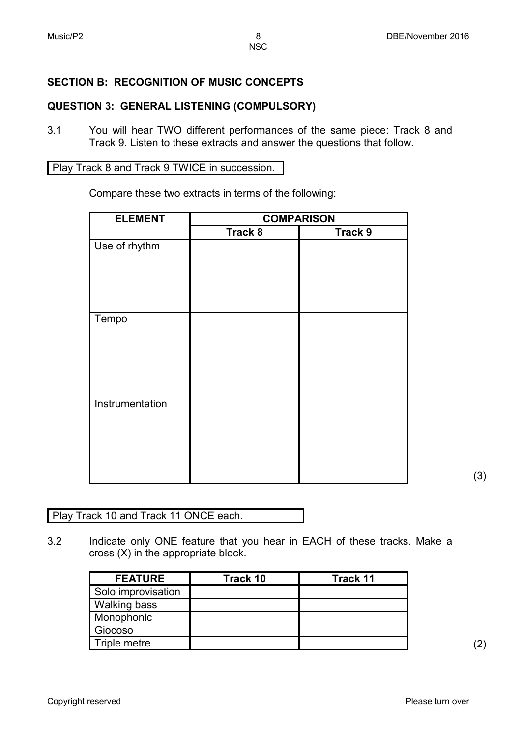## SECTION B: RECOGNITION OF MUSIC CONCEPTS

### QUESTION 3: GENERAL LISTENING (COMPULSORY)

3.1 You will hear TWO different performances of the same piece: Track 8 and Track 9. Listen to these extracts and answer the questions that follow.

Play Track 8 and Track 9 TWICE in succession.

Compare these two extracts in terms of the following:

| ELEMENT | COMPARISON | |
|---|---|---|
| | Track 8 | Track 9 |
| Use of rhythm | | |
| Tempo | | |
| Instrumentation | | |

(3)

Play Track 10 and Track 11 ONCE each.

3.2 Indicate only ONE feature that you hear in EACH of these tracks. Make a cross (X) in the appropriate block.

| FEATURE | Track 10 | Track 11 |
|---|---|---|
| Solo improvisation | | |
| Walking bass | | |
| Monophonic | | |
| Giocoso | | |
| Triple metre | | |

(2)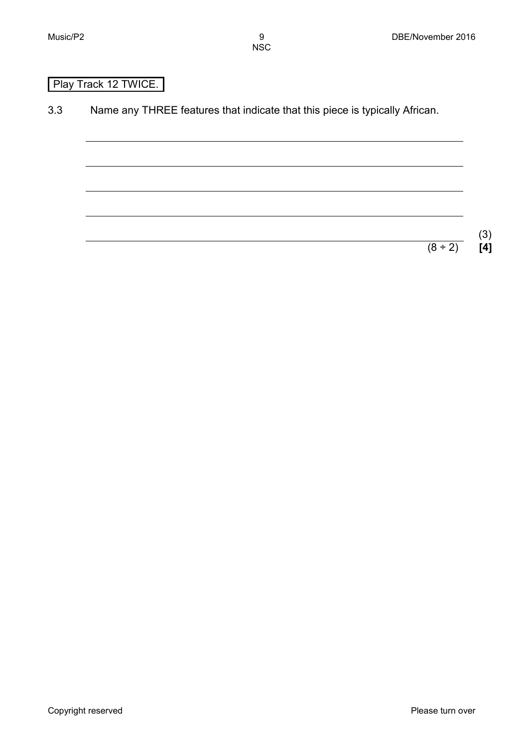Play Track 12 TWICE.

3.3 Name any THREE features that indicate that this piece is typically African.

\_\_\_\_\_\_\_\_\_\_\_\_\_\_\_\_\_\_\_\_\_\_\_\_\_\_\_\_\_\_\_\_\_\_\_\_\_\_\_\_\_\_\_\_\_\_\_\_\_\_\_\_\_\_\_\_\_\_\_\_

\_\_\_\_\_\_\_\_\_\_\_\_\_\_\_\_\_\_\_\_\_\_\_\_\_\_\_\_\_\_\_\_\_\_\_\_\_\_\_\_\_\_\_\_\_\_\_\_\_\_\_\_\_\_\_\_\_\_\_\_

\_\_\_\_\_\_\_\_\_\_\_\_\_\_\_\_\_\_\_\_\_\_\_\_\_\_\_\_\_\_\_\_\_\_\_\_\_\_\_\_\_\_\_\_\_\_\_\_\_\_\_\_\_\_\_\_\_\_\_\_

\_\_\_\_\_\_\_\_\_\_\_\_\_\_\_\_\_\_\_\_\_\_\_\_\_\_\_\_\_\_\_\_\_\_\_\_\_\_\_\_\_\_\_\_\_\_\_\_\_\_\_\_\_\_\_\_\_\_\_\_

\_\_\_\_\_\_\_\_\_\_\_\_\_\_\_\_\_\_\_\_\_\_\_\_\_\_\_\_\_\_\_\_\_\_\_\_\_\_\_\_\_\_\_\_\_\_\_\_\_\_\_\_\_\_\_\_\_\_\_\_ (3)

(8 ÷ 2) **[4]**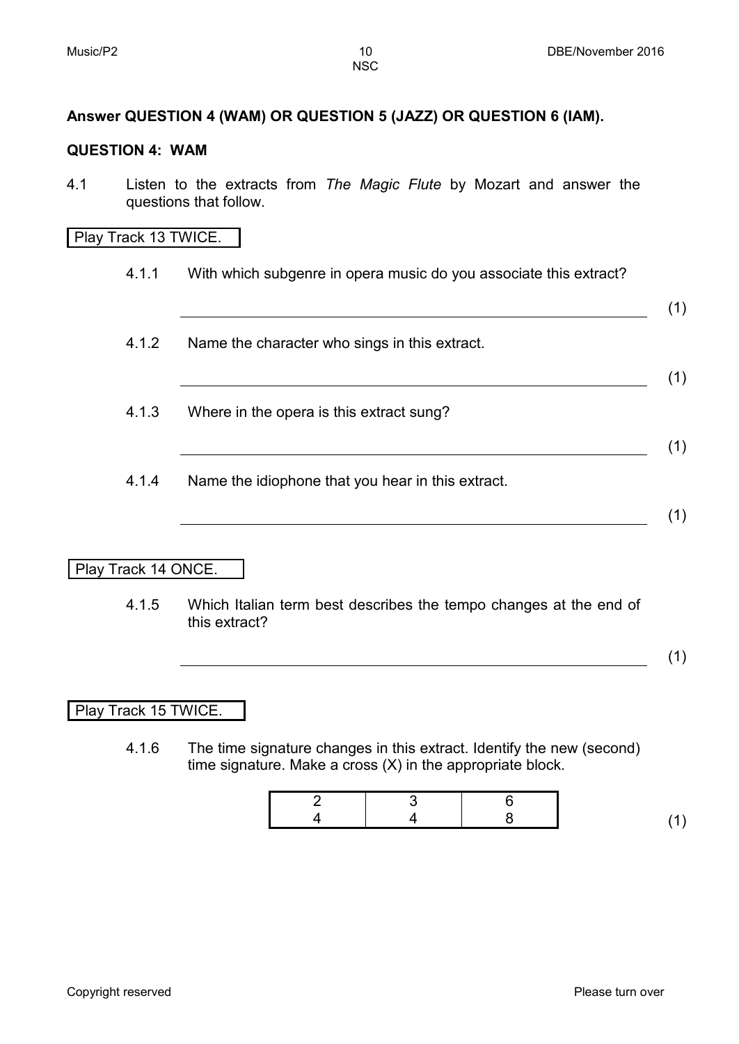**Answer QUESTION 4 (WAM) OR QUESTION 5 (JAZZ) OR QUESTION 6 (IAM).**

## QUESTION 4: WAM

4.1 Listen to the extracts from *The Magic Flute* by Mozart and answer the questions that follow.

Play Track 13 TWICE.

4.1.1 With which subgenre in opera music do you associate this extract?

_______________________________________________ (1)

4.1.2 Name the character who sings in this extract.

_______________________________________________ (1)

4.1.3 Where in the opera is this extract sung?

_______________________________________________ (1)

4.1.4 Name the idiophone that you hear in this extract.

_______________________________________________ (1)

Play Track 14 ONCE.

4.1.5 Which Italian term best describes the tempo changes at the end of this extract?

_______________________________________________ (1)

Play Track 15 TWICE.

4.1.6 The time signature changes in this extract. Identify the new (second) time signature. Make a cross (X) in the appropriate block.

| $\frac{2}{4}$ | $\frac{3}{4}$ | $\frac{6}{8}$ |
|---|---|---|

(1)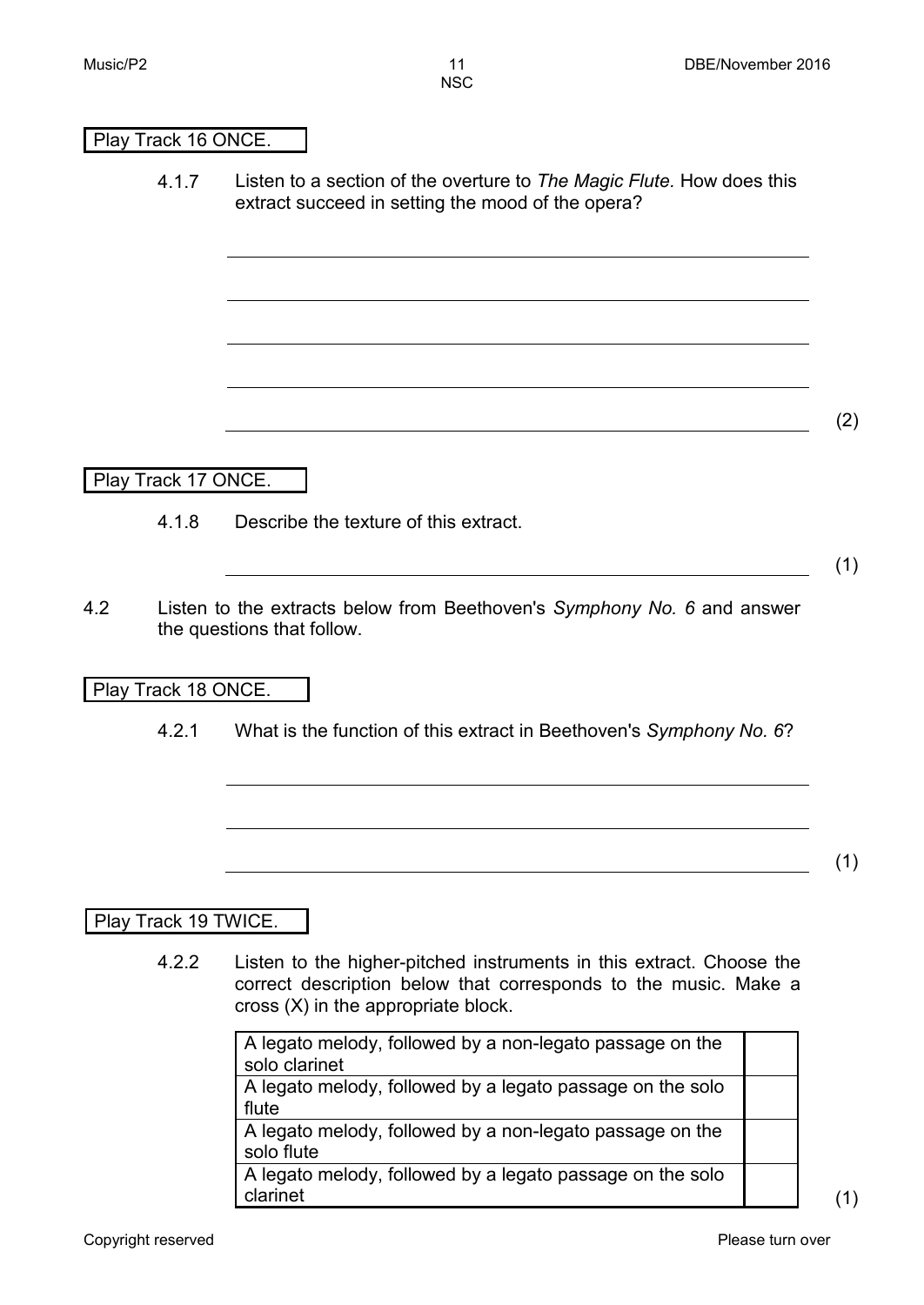Play Track 16 ONCE.

4.1.7 Listen to a section of the overture to *The Magic Flute.* How does this extract succeed in setting the mood of the opera?

_______________________________________________

_______________________________________________

_______________________________________________

_______________________________________________

_______________________________________________ (2)

Play Track 17 ONCE.

4.1.8 Describe the texture of this extract.

_______________________________________________ (1)

4.2 Listen to the extracts below from Beethoven's *Symphony No. 6* and answer the questions that follow.

Play Track 18 ONCE.

4.2.1 What is the function of this extract in Beethoven's *Symphony No. 6*?

_______________________________________________

_______________________________________________

_______________________________________________ (1)

Play Track 19 TWICE.

4.2.2 Listen to the higher-pitched instruments in this extract. Choose the correct description below that corresponds to the music. Make a cross (X) in the appropriate block.

| | |
|---|---|
| A legato melody, followed by a non-legato passage on the solo clarinet | |
| A legato melody, followed by a legato passage on the solo flute | |
| A legato melody, followed by a non-legato passage on the solo flute | |
| A legato melody, followed by a legato passage on the solo clarinet | |

(1)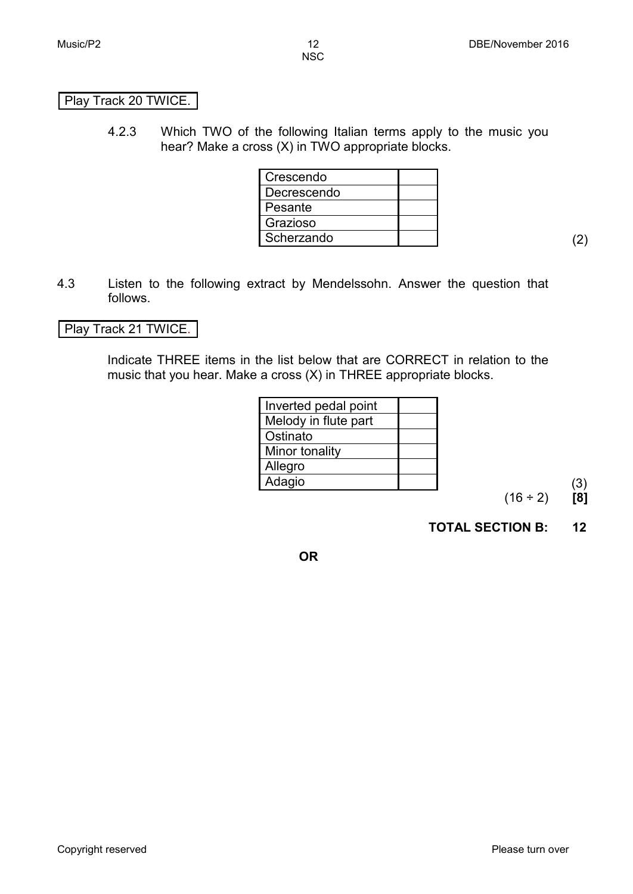Play Track 20 TWICE.

4.2.3 Which TWO of the following Italian terms apply to the music you hear? Make a cross (X) in TWO appropriate blocks.

| | |
|---|---|
| Crescendo | |
| Decrescendo | |
| Pesante | |
| Grazioso | |
| Scherzando | |

(2)

4.3 Listen to the following extract by Mendelssohn. Answer the question that follows.

Play Track 21 TWICE.

Indicate THREE items in the list below that are CORRECT in relation to the music that you hear. Make a cross (X) in THREE appropriate blocks.

| | |
|---|---|
| Inverted pedal point | |
| Melody in flute part | |
| Ostinato | |
| Minor tonality | |
| Allegro | |
| Adagio | |

(3)

(16 ÷ 2) **[8]**

**TOTAL SECTION B: 12**

**OR**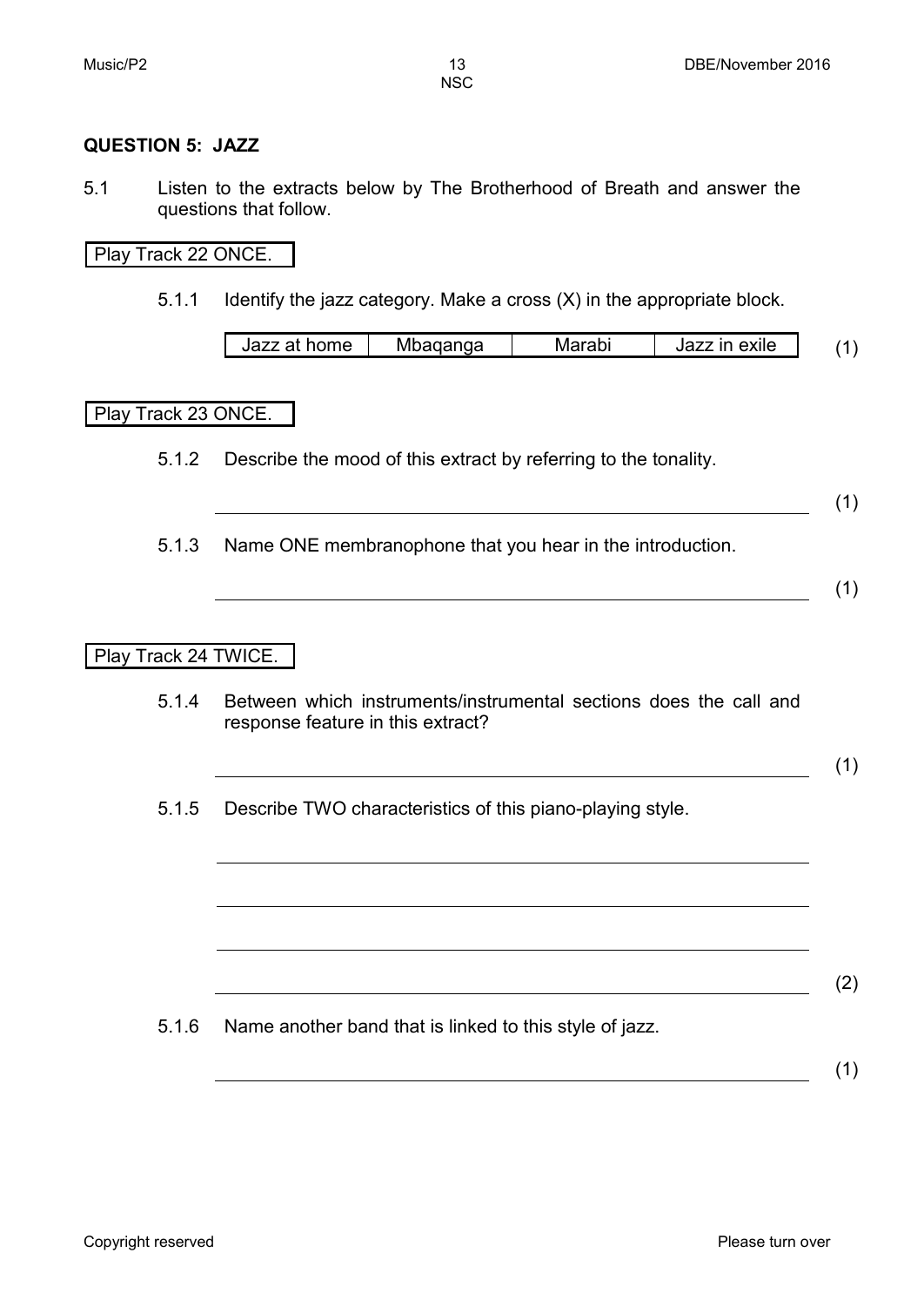## QUESTION 5: JAZZ

5.1 Listen to the extracts below by The Brotherhood of Breath and answer the questions that follow.

Play Track 22 ONCE.

5.1.1 Identify the jazz category. Make a cross (X) in the appropriate block.

| Jazz at home | Mbaqanga | Marabi | Jazz in exile |
|---|---|---|---|

(1)

Play Track 23 ONCE.

5.1.2 Describe the mood of this extract by referring to the tonality.

\_\_\_\_\_\_\_\_\_\_\_\_\_\_\_\_\_\_\_\_\_\_\_\_\_\_\_\_\_\_\_\_\_\_\_\_\_\_\_\_ (1)

5.1.3 Name ONE membranophone that you hear in the introduction.

\_\_\_\_\_\_\_\_\_\_\_\_\_\_\_\_\_\_\_\_\_\_\_\_\_\_\_\_\_\_\_\_\_\_\_\_\_\_\_\_ (1)

Play Track 24 TWICE.

5.1.4 Between which instruments/instrumental sections does the call and response feature in this extract?

\_\_\_\_\_\_\_\_\_\_\_\_\_\_\_\_\_\_\_\_\_\_\_\_\_\_\_\_\_\_\_\_\_\_\_\_\_\_\_\_ (1)

5.1.5 Describe TWO characteristics of this piano-playing style.

\_\_\_\_\_\_\_\_\_\_\_\_\_\_\_\_\_\_\_\_\_\_\_\_\_\_\_\_\_\_\_\_\_\_\_\_\_\_\_\_

\_\_\_\_\_\_\_\_\_\_\_\_\_\_\_\_\_\_\_\_\_\_\_\_\_\_\_\_\_\_\_\_\_\_\_\_\_\_\_\_

\_\_\_\_\_\_\_\_\_\_\_\_\_\_\_\_\_\_\_\_\_\_\_\_\_\_\_\_\_\_\_\_\_\_\_\_\_\_\_\_

\_\_\_\_\_\_\_\_\_\_\_\_\_\_\_\_\_\_\_\_\_\_\_\_\_\_\_\_\_\_\_\_\_\_\_\_\_\_\_\_ (2)

5.1.6 Name another band that is linked to this style of jazz.

\_\_\_\_\_\_\_\_\_\_\_\_\_\_\_\_\_\_\_\_\_\_\_\_\_\_\_\_\_\_\_\_\_\_\_\_\_\_\_\_ (1)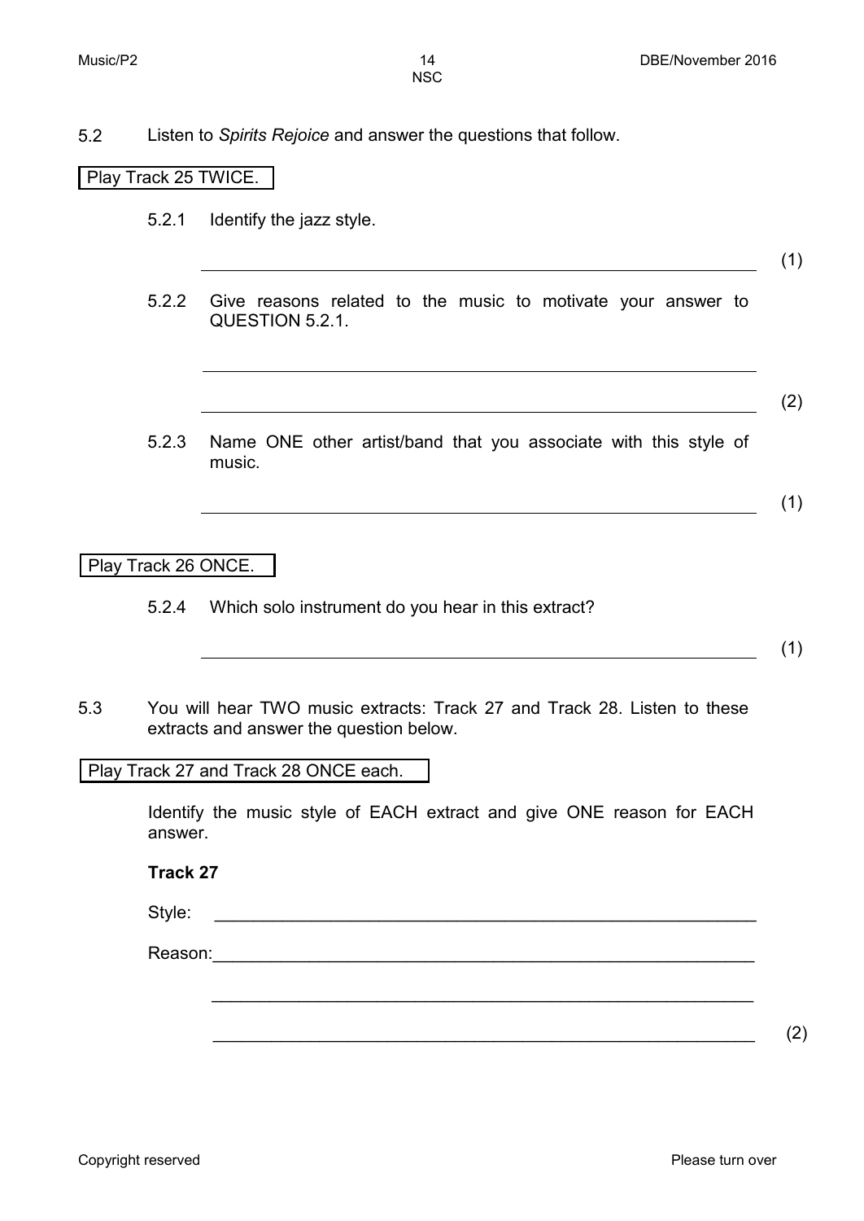5.2 Listen to *Spirits Rejoice* and answer the questions that follow.

Play Track 25 TWICE.

5.2.1 Identify the jazz style.

_______________________________________________ (1)

5.2.2 Give reasons related to the music to motivate your answer to QUESTION 5.2.1.

_______________________________________________

_______________________________________________ (2)

5.2.3 Name ONE other artist/band that you associate with this style of music.

_______________________________________________ (1)

Play Track 26 ONCE.

5.2.4 Which solo instrument do you hear in this extract?

_______________________________________________ (1)

5.3 You will hear TWO music extracts: Track 27 and Track 28. Listen to these extracts and answer the question below.

Play Track 27 and Track 28 ONCE each.

Identify the music style of EACH extract and give ONE reason for EACH answer.

**Track 27**

Style: _______________________________________________

Reason: _______________________________________________

_______________________________________________

_______________________________________________ (2)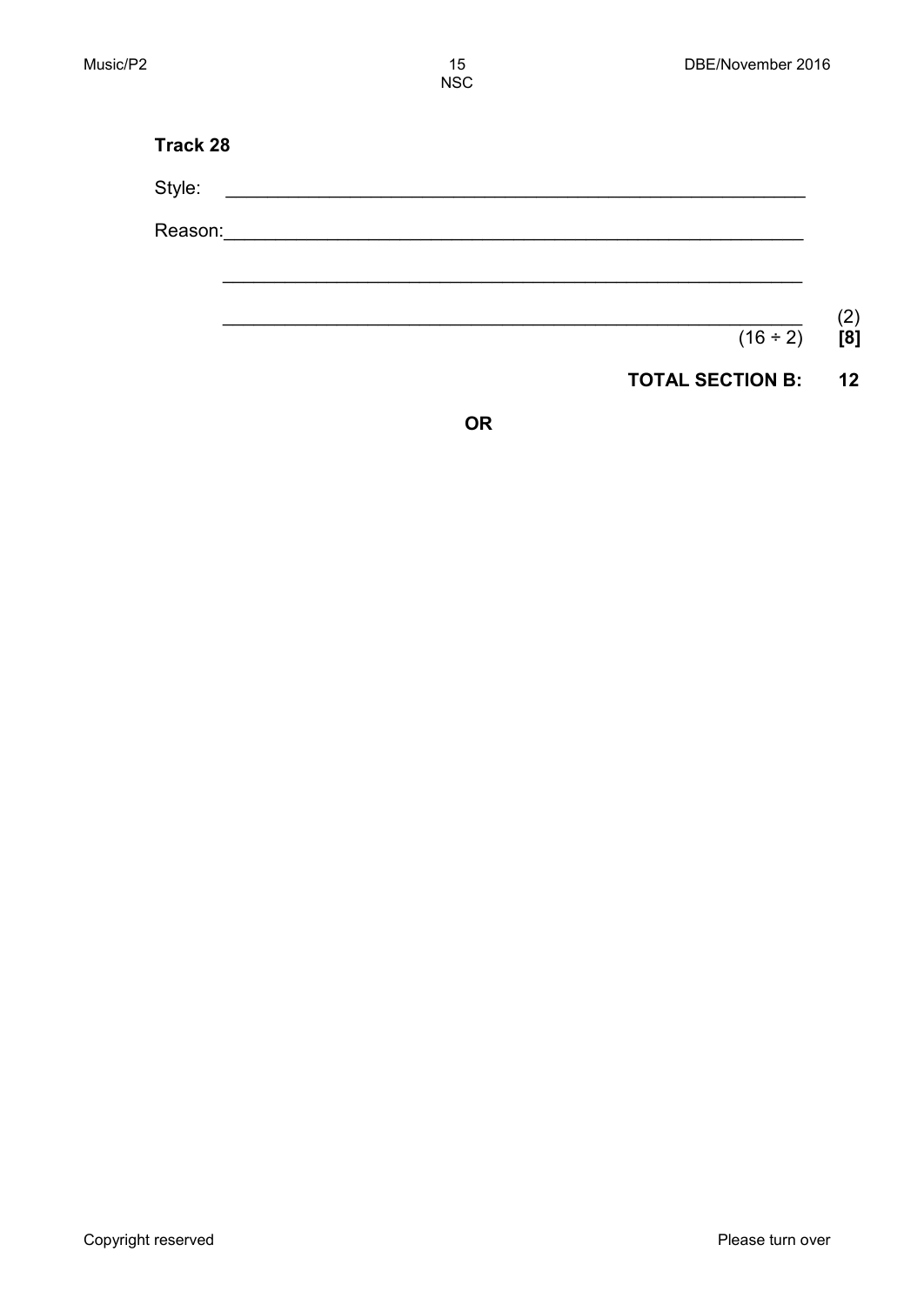**Track 28**

Style: ___________________________________________________________

Reason:___________________________________________________________

___________________________________________________________

___________________________________________________________ (2)

(16 ÷ 2) **[8]**

**TOTAL SECTION B: 12**

**OR**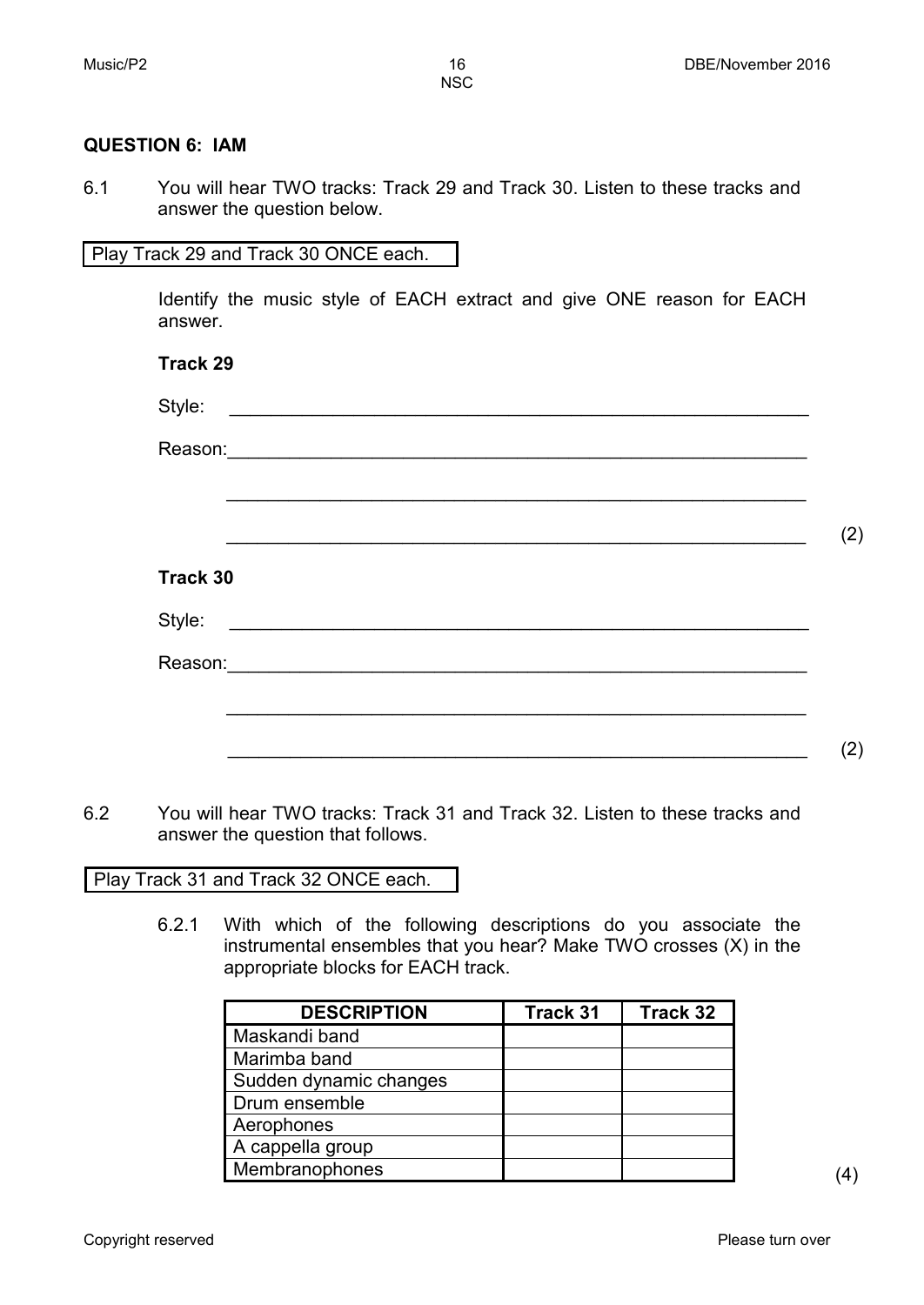## QUESTION 6: IAM

6.1 You will hear TWO tracks: Track 29 and Track 30. Listen to these tracks and answer the question below.

| Play Track 29 and Track 30 ONCE each. |
|---|

Identify the music style of EACH extract and give ONE reason for EACH answer.

**Track 29**

Style: ______________________________________________________________

Reason: ______________________________________________________________

______________________________________________________________

______________________________________________________________ (2)

**Track 30**

Style: ______________________________________________________________

Reason: ______________________________________________________________

______________________________________________________________

______________________________________________________________ (2)

6.2 You will hear TWO tracks: Track 31 and Track 32. Listen to these tracks and answer the question that follows.

| Play Track 31 and Track 32 ONCE each. |
|---|

6.2.1 With which of the following descriptions do you associate the instrumental ensembles that you hear? Make TWO crosses (X) in the appropriate blocks for EACH track.

| DESCRIPTION | Track 31 | Track 32 |
|---|---|---|
| Maskandi band | | |
| Marimba band | | |
| Sudden dynamic changes | | |
| Drum ensemble | | |
| Aerophones | | |
| A cappella group | | |
| Membranophones | | |

(4)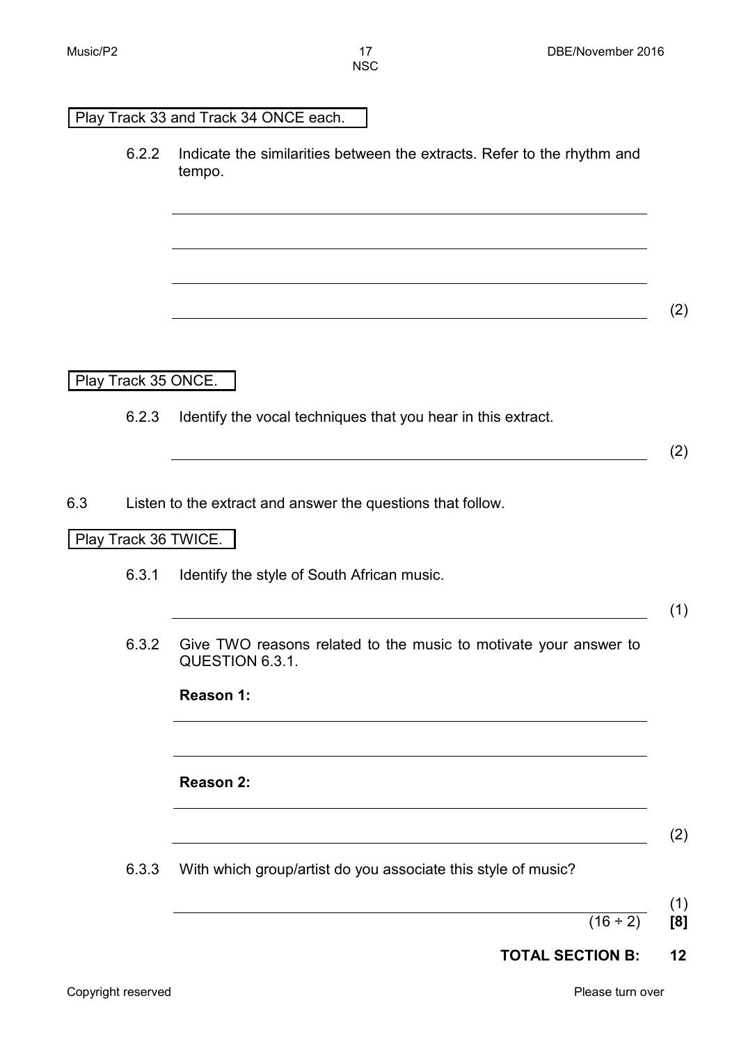Play Track 33 and Track 34 ONCE each.

6.2.2 Indicate the similarities between the extracts. Refer to the rhythm and tempo.

\_\_\_\_\_\_\_\_\_\_\_\_\_\_\_\_\_\_\_\_\_\_\_\_\_\_\_\_\_\_\_\_\_\_\_\_\_\_\_\_\_\_\_\_

\_\_\_\_\_\_\_\_\_\_\_\_\_\_\_\_\_\_\_\_\_\_\_\_\_\_\_\_\_\_\_\_\_\_\_\_\_\_\_\_\_\_\_\_

\_\_\_\_\_\_\_\_\_\_\_\_\_\_\_\_\_\_\_\_\_\_\_\_\_\_\_\_\_\_\_\_\_\_\_\_\_\_\_\_\_\_\_\_

\_\_\_\_\_\_\_\_\_\_\_\_\_\_\_\_\_\_\_\_\_\_\_\_\_\_\_\_\_\_\_\_\_\_\_\_\_\_\_\_\_\_\_\_ (2)

Play Track 35 ONCE.

6.2.3 Identify the vocal techniques that you hear in this extract.

\_\_\_\_\_\_\_\_\_\_\_\_\_\_\_\_\_\_\_\_\_\_\_\_\_\_\_\_\_\_\_\_\_\_\_\_\_\_\_\_\_\_\_\_ (2)

6.3 Listen to the extract and answer the questions that follow.

Play Track 36 TWICE.

6.3.1 Identify the style of South African music.

\_\_\_\_\_\_\_\_\_\_\_\_\_\_\_\_\_\_\_\_\_\_\_\_\_\_\_\_\_\_\_\_\_\_\_\_\_\_\_\_\_\_\_\_ (1)

6.3.2 Give TWO reasons related to the music to motivate your answer to QUESTION 6.3.1.

**Reason 1:**

\_\_\_\_\_\_\_\_\_\_\_\_\_\_\_\_\_\_\_\_\_\_\_\_\_\_\_\_\_\_\_\_\_\_\_\_\_\_\_\_\_\_\_\_

\_\_\_\_\_\_\_\_\_\_\_\_\_\_\_\_\_\_\_\_\_\_\_\_\_\_\_\_\_\_\_\_\_\_\_\_\_\_\_\_\_\_\_\_

**Reason 2:**

\_\_\_\_\_\_\_\_\_\_\_\_\_\_\_\_\_\_\_\_\_\_\_\_\_\_\_\_\_\_\_\_\_\_\_\_\_\_\_\_\_\_\_\_

\_\_\_\_\_\_\_\_\_\_\_\_\_\_\_\_\_\_\_\_\_\_\_\_\_\_\_\_\_\_\_\_\_\_\_\_\_\_\_\_\_\_\_\_ (2)

6.3.3 With which group/artist do you associate this style of music?

\_\_\_\_\_\_\_\_\_\_\_\_\_\_\_\_\_\_\_\_\_\_\_\_\_\_\_\_\_\_\_\_\_\_\_\_\_\_\_\_\_\_\_\_ (1)

(16 ÷ 2) **[8]**

**TOTAL SECTION B: 12**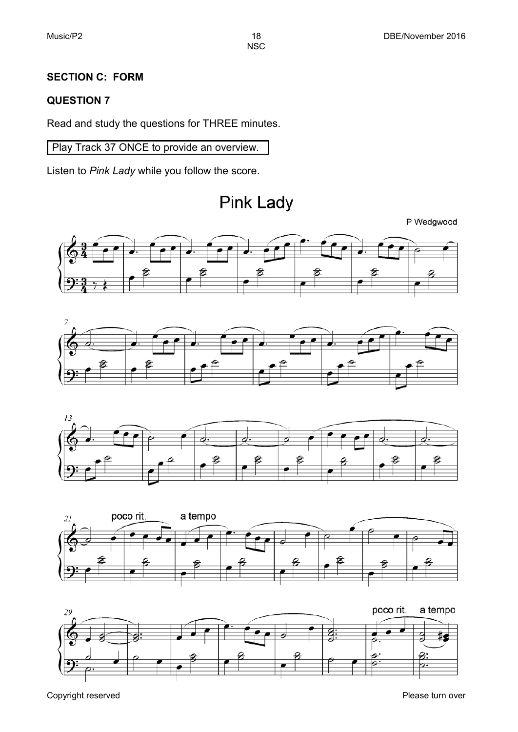## SECTION C: FORM

## QUESTION 7

Read and study the questions for THREE minutes.

| Play Track 37 ONCE to provide an overview. |
|---|

Listen to *Pink Lady* while you follow the score.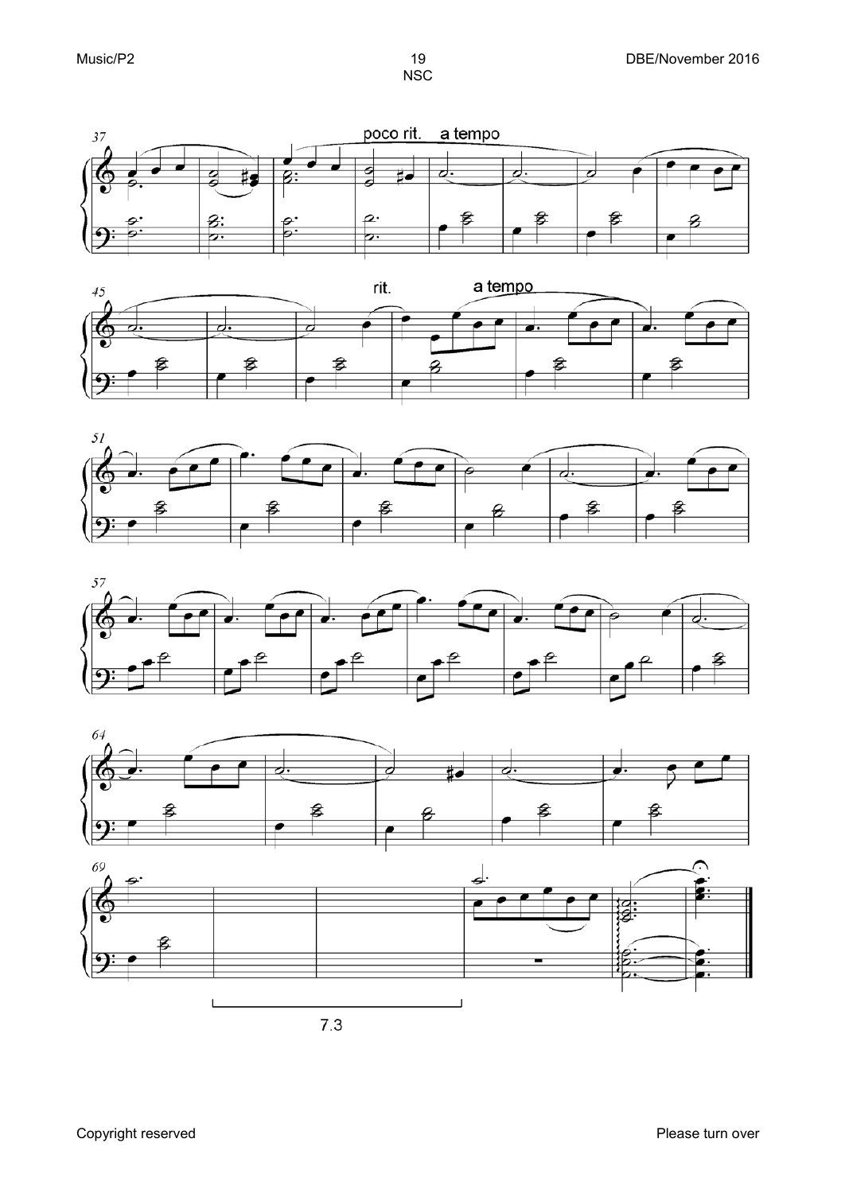7.3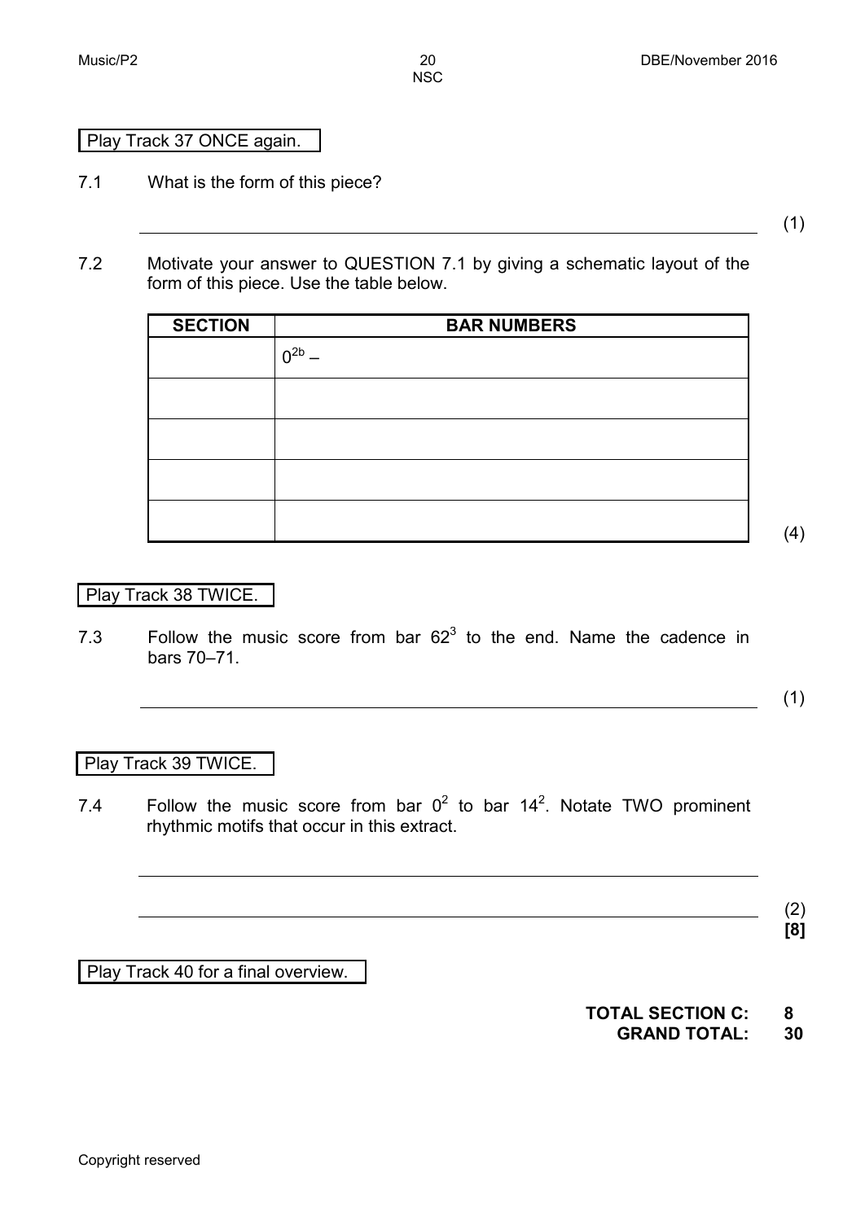Play Track 37 ONCE again.

7.1 What is the form of this piece?

______________________________________________ (1)

7.2 Motivate your answer to QUESTION 7.1 by giving a schematic layout of the form of this piece. Use the table below.

| SECTION | BAR NUMBERS |
| --- | --- |
| | $0^{2b}$ – |
| | |
| | |
| | |
| | |

(4)

Play Track 38 TWICE.

7.3 Follow the music score from bar $62^3$ to the end. Name the cadence in bars 70–71.

______________________________________________ (1)

Play Track 39 TWICE.

7.4 Follow the music score from bar $0^2$ to bar $14^2$. Notate TWO prominent rhythmic motifs that occur in this extract.

______________________________________________

______________________________________________ (2)
**[8]**

Play Track 40 for a final overview.

**TOTAL SECTION C: 8**
**GRAND TOTAL: 30**